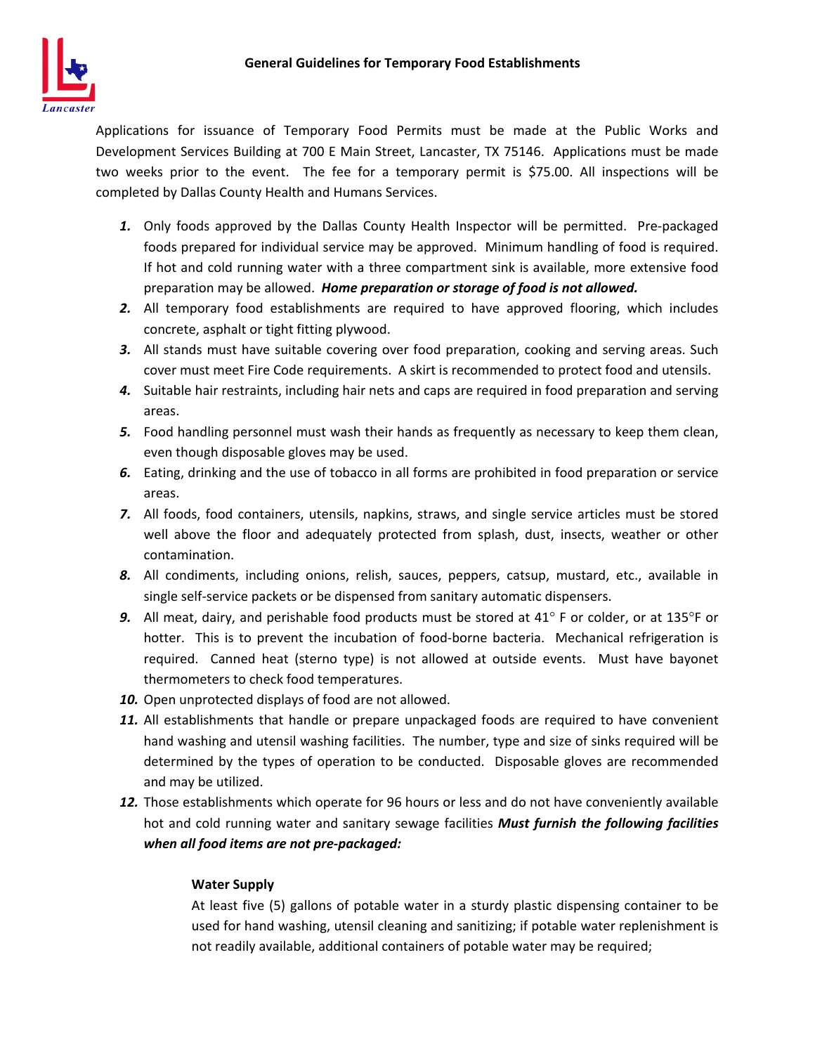## General Guidelines for Temporary Food Establishments

Applications for issuance of Temporary Food Permits must be made at the Public Works and Development Services Building at 700 E Main Street, Lancaster, TX 75146. Applications must be made two weeks prior to the event. The fee for a temporary permit is $75.00. All inspections will be completed by Dallas County Health and Humans Services.

1. Only foods approved by the Dallas County Health Inspector will be permitted. Pre-packaged foods prepared for individual service may be approved. Minimum handling of food is required. If hot and cold running water with a three compartment sink is available, more extensive food preparation may be allowed. ***Home preparation or storage of food is not allowed.***
2. All temporary food establishments are required to have approved flooring, which includes concrete, asphalt or tight fitting plywood.
3. All stands must have suitable covering over food preparation, cooking and serving areas. Such cover must meet Fire Code requirements. A skirt is recommended to protect food and utensils.
4. Suitable hair restraints, including hair nets and caps are required in food preparation and serving areas.
5. Food handling personnel must wash their hands as frequently as necessary to keep them clean, even though disposable gloves may be used.
6. Eating, drinking and the use of tobacco in all forms are prohibited in food preparation or service areas.
7. All foods, food containers, utensils, napkins, straws, and single service articles must be stored well above the floor and adequately protected from splash, dust, insects, weather or other contamination.
8. All condiments, including onions, relish, sauces, peppers, catsup, mustard, etc., available in single self-service packets or be dispensed from sanitary automatic dispensers.
9. All meat, dairy, and perishable food products must be stored at 41° F or colder, or at 135°F or hotter. This is to prevent the incubation of food-borne bacteria. Mechanical refrigeration is required. Canned heat (sterno type) is not allowed at outside events. Must have bayonet thermometers to check food temperatures.
10. Open unprotected displays of food are not allowed.
11. All establishments that handle or prepare unpackaged foods are required to have convenient hand washing and utensil washing facilities. The number, type and size of sinks required will be determined by the types of operation to be conducted. Disposable gloves are recommended and may be utilized.
12. Those establishments which operate for 96 hours or less and do not have conveniently available hot and cold running water and sanitary sewage facilities ***Must furnish the following facilities when all food items are not pre-packaged:***

**Water Supply**

At least five (5) gallons of potable water in a sturdy plastic dispensing container to be used for hand washing, utensil cleaning and sanitizing; if potable water replenishment is not readily available, additional containers of potable water may be required;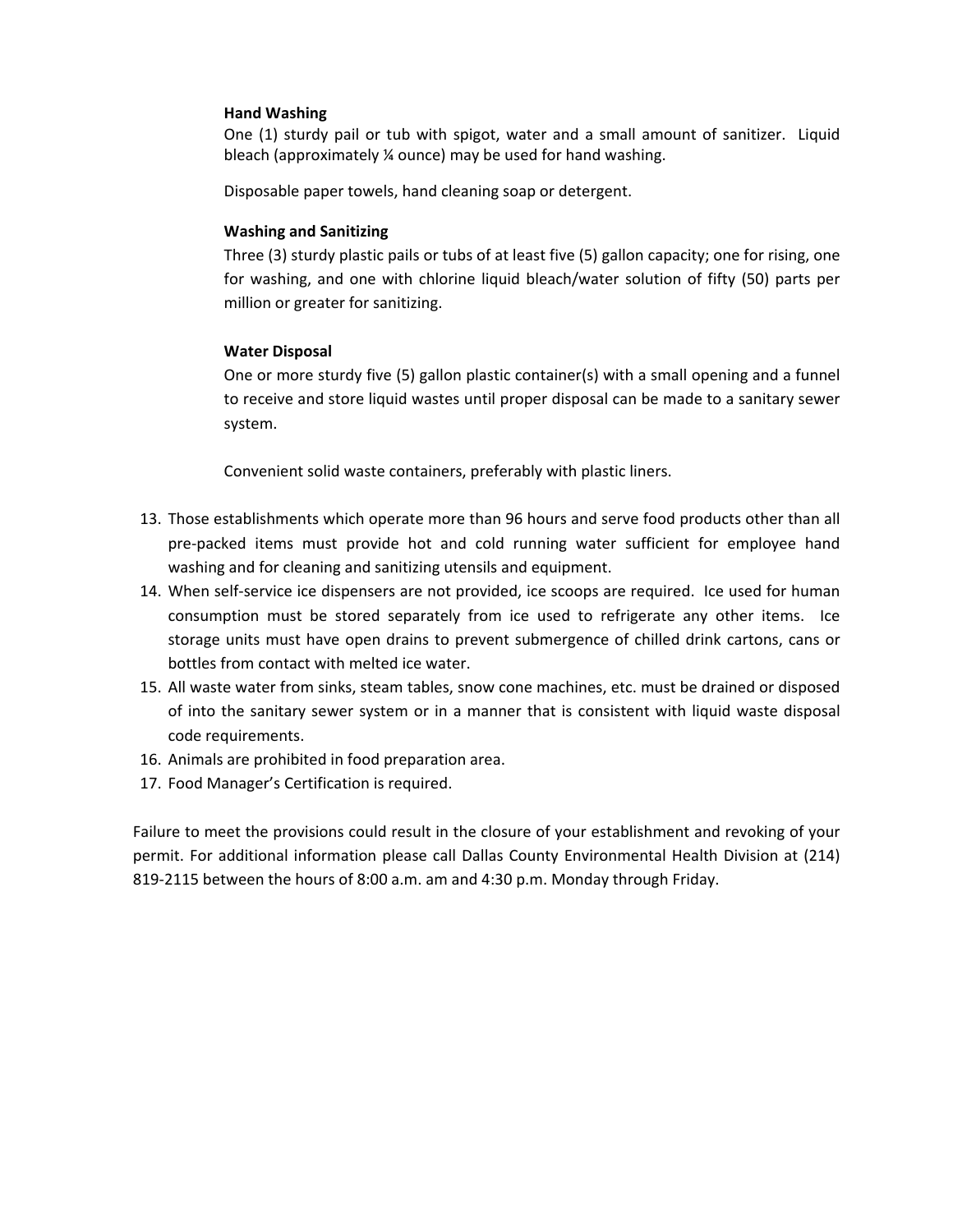**Hand Washing**
One (1) sturdy pail or tub with spigot, water and a small amount of sanitizer. Liquid bleach (approximately ¼ ounce) may be used for hand washing.

Disposable paper towels, hand cleaning soap or detergent.

**Washing and Sanitizing**
Three (3) sturdy plastic pails or tubs of at least five (5) gallon capacity; one for rising, one for washing, and one with chlorine liquid bleach/water solution of fifty (50) parts per million or greater for sanitizing.

**Water Disposal**
One or more sturdy five (5) gallon plastic container(s) with a small opening and a funnel to receive and store liquid wastes until proper disposal can be made to a sanitary sewer system.

Convenient solid waste containers, preferably with plastic liners.

13. Those establishments which operate more than 96 hours and serve food products other than all pre-packed items must provide hot and cold running water sufficient for employee hand washing and for cleaning and sanitizing utensils and equipment.
14. When self-service ice dispensers are not provided, ice scoops are required. Ice used for human consumption must be stored separately from ice used to refrigerate any other items. Ice storage units must have open drains to prevent submergence of chilled drink cartons, cans or bottles from contact with melted ice water.
15. All waste water from sinks, steam tables, snow cone machines, etc. must be drained or disposed of into the sanitary sewer system or in a manner that is consistent with liquid waste disposal code requirements.
16. Animals are prohibited in food preparation area.
17. Food Manager's Certification is required.

Failure to meet the provisions could result in the closure of your establishment and revoking of your permit. For additional information please call Dallas County Environmental Health Division at (214) 819-2115 between the hours of 8:00 a.m. am and 4:30 p.m. Monday through Friday.